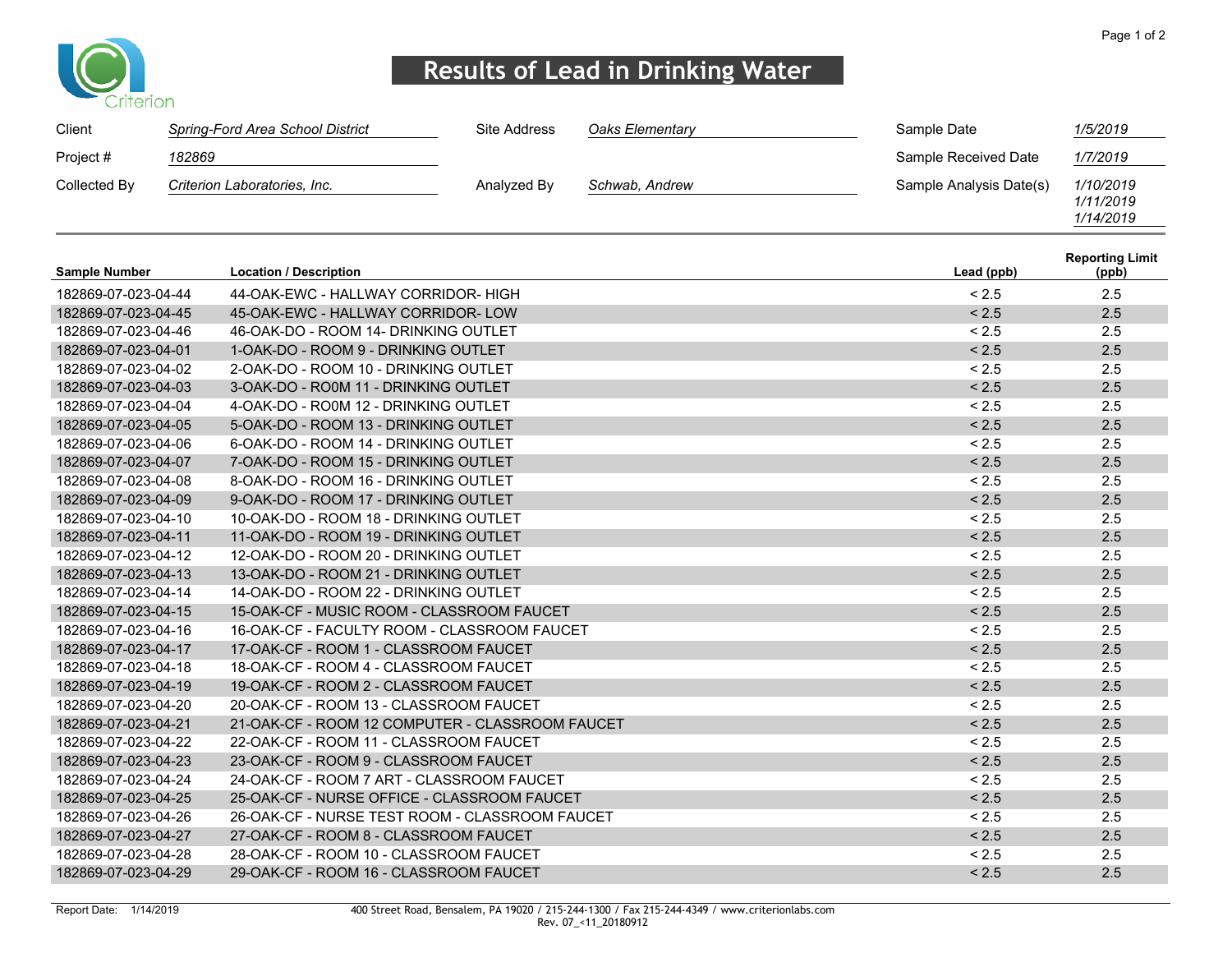Criterion

# Results of Lead in Drinking Water

| | | | | | |
|---|---|---|---|---|---|
| Client | *Spring-Ford Area School District* | Site Address | *Oaks Elementary* | Sample Date | *1/5/2019* |
| Project # | *182869* | | | Sample Received Date | *1/7/2019* |
| Collected By | *Criterion Laboratories, Inc.* | Analyzed By | *Schwab, Andrew* | Sample Analysis Date(s) | *1/10/2019*<br>*1/11/2019*<br>*1/14/2019* |

| Sample Number | Location / Description | Lead (ppb) | Reporting Limit (ppb) |
|---|---|---|---|
| 182869-07-023-04-44 | 44-OAK-EWC - HALLWAY CORRIDOR- HIGH | < 2.5 | 2.5 |
| 182869-07-023-04-45 | 45-OAK-EWC - HALLWAY CORRIDOR- LOW | < 2.5 | 2.5 |
| 182869-07-023-04-46 | 46-OAK-DO - ROOM 14- DRINKING OUTLET | < 2.5 | 2.5 |
| 182869-07-023-04-01 | 1-OAK-DO - ROOM 9 - DRINKING OUTLET | < 2.5 | 2.5 |
| 182869-07-023-04-02 | 2-OAK-DO - ROOM 10 - DRINKING OUTLET | < 2.5 | 2.5 |
| 182869-07-023-04-03 | 3-OAK-DO - RO0M 11 - DRINKING OUTLET | < 2.5 | 2.5 |
| 182869-07-023-04-04 | 4-OAK-DO - RO0M 12 - DRINKING OUTLET | < 2.5 | 2.5 |
| 182869-07-023-04-05 | 5-OAK-DO - ROOM 13 - DRINKING OUTLET | < 2.5 | 2.5 |
| 182869-07-023-04-06 | 6-OAK-DO - ROOM 14 - DRINKING OUTLET | < 2.5 | 2.5 |
| 182869-07-023-04-07 | 7-OAK-DO - ROOM 15 - DRINKING OUTLET | < 2.5 | 2.5 |
| 182869-07-023-04-08 | 8-OAK-DO - ROOM 16 - DRINKING OUTLET | < 2.5 | 2.5 |
| 182869-07-023-04-09 | 9-OAK-DO - ROOM 17 - DRINKING OUTLET | < 2.5 | 2.5 |
| 182869-07-023-04-10 | 10-OAK-DO - ROOM 18 - DRINKING OUTLET | < 2.5 | 2.5 |
| 182869-07-023-04-11 | 11-OAK-DO - ROOM 19 - DRINKING OUTLET | < 2.5 | 2.5 |
| 182869-07-023-04-12 | 12-OAK-DO - ROOM 20 - DRINKING OUTLET | < 2.5 | 2.5 |
| 182869-07-023-04-13 | 13-OAK-DO - ROOM 21 - DRINKING OUTLET | < 2.5 | 2.5 |
| 182869-07-023-04-14 | 14-OAK-DO - ROOM 22 - DRINKING OUTLET | < 2.5 | 2.5 |
| 182869-07-023-04-15 | 15-OAK-CF - MUSIC ROOM - CLASSROOM FAUCET | < 2.5 | 2.5 |
| 182869-07-023-04-16 | 16-OAK-CF - FACULTY ROOM - CLASSROOM FAUCET | < 2.5 | 2.5 |
| 182869-07-023-04-17 | 17-OAK-CF - ROOM 1 - CLASSROOM FAUCET | < 2.5 | 2.5 |
| 182869-07-023-04-18 | 18-OAK-CF - ROOM 4 - CLASSROOM FAUCET | < 2.5 | 2.5 |
| 182869-07-023-04-19 | 19-OAK-CF - ROOM 2 - CLASSROOM FAUCET | < 2.5 | 2.5 |
| 182869-07-023-04-20 | 20-OAK-CF - ROOM 13 - CLASSROOM FAUCET | < 2.5 | 2.5 |
| 182869-07-023-04-21 | 21-OAK-CF - ROOM 12 COMPUTER - CLASSROOM FAUCET | < 2.5 | 2.5 |
| 182869-07-023-04-22 | 22-OAK-CF - ROOM 11 - CLASSROOM FAUCET | < 2.5 | 2.5 |
| 182869-07-023-04-23 | 23-OAK-CF - ROOM 9 - CLASSROOM FAUCET | < 2.5 | 2.5 |
| 182869-07-023-04-24 | 24-OAK-CF - ROOM 7 ART - CLASSROOM FAUCET | < 2.5 | 2.5 |
| 182869-07-023-04-25 | 25-OAK-CF - NURSE OFFICE - CLASSROOM FAUCET | < 2.5 | 2.5 |
| 182869-07-023-04-26 | 26-OAK-CF - NURSE TEST ROOM - CLASSROOM FAUCET | < 2.5 | 2.5 |
| 182869-07-023-04-27 | 27-OAK-CF - ROOM 8 - CLASSROOM FAUCET | < 2.5 | 2.5 |
| 182869-07-023-04-28 | 28-OAK-CF - ROOM 10 - CLASSROOM FAUCET | < 2.5 | 2.5 |
| 182869-07-023-04-29 | 29-OAK-CF - ROOM 16 - CLASSROOM FAUCET | < 2.5 | 2.5 |

Report Date: 1/14/2019

400 Street Road, Bensalem, PA 19020 / 215-244-1300 / Fax 215-244-4349 / www.criterionlabs.com
Rev. 07_<11_20180912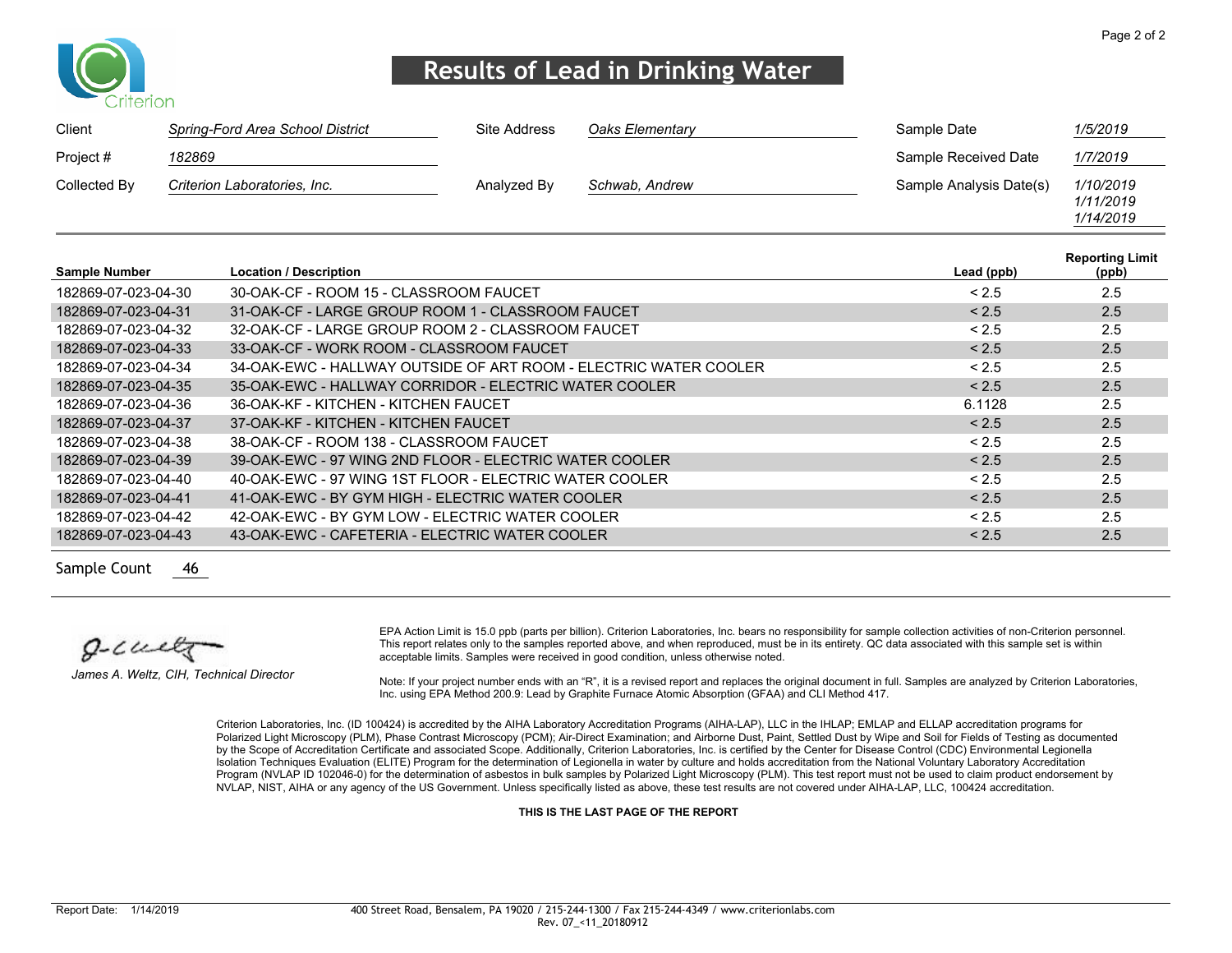Criterion

# Results of Lead in Drinking Water

| | | | | | |
|---|---|---|---|---|---|
| Client | *Spring-Ford Area School District* | Site Address | *Oaks Elementary* | Sample Date | *1/5/2019* |
| Project # | *182869* | | | Sample Received Date | *1/7/2019* |
| Collected By | *Criterion Laboratories, Inc.* | Analyzed By | *Schwab, Andrew* | Sample Analysis Date(s) | *1/10/2019 1/11/2019 1/14/2019* |

| Sample Number | Location / Description | Lead (ppb) | Reporting Limit (ppb) |
|---|---|---|---|
| 182869-07-023-04-30 | 30-OAK-CF - ROOM 15 - CLASSROOM FAUCET | < 2.5 | 2.5 |
| 182869-07-023-04-31 | 31-OAK-CF - LARGE GROUP ROOM 1 - CLASSROOM FAUCET | < 2.5 | 2.5 |
| 182869-07-023-04-32 | 32-OAK-CF - LARGE GROUP ROOM 2 - CLASSROOM FAUCET | < 2.5 | 2.5 |
| 182869-07-023-04-33 | 33-OAK-CF - WORK ROOM - CLASSROOM FAUCET | < 2.5 | 2.5 |
| 182869-07-023-04-34 | 34-OAK-EWC - HALLWAY OUTSIDE OF ART ROOM - ELECTRIC WATER COOLER | < 2.5 | 2.5 |
| 182869-07-023-04-35 | 35-OAK-EWC - HALLWAY CORRIDOR - ELECTRIC WATER COOLER | < 2.5 | 2.5 |
| 182869-07-023-04-36 | 36-OAK-KF - KITCHEN - KITCHEN FAUCET | 6.1128 | 2.5 |
| 182869-07-023-04-37 | 37-OAK-KF - KITCHEN - KITCHEN FAUCET | < 2.5 | 2.5 |
| 182869-07-023-04-38 | 38-OAK-CF - ROOM 138 - CLASSROOM FAUCET | < 2.5 | 2.5 |
| 182869-07-023-04-39 | 39-OAK-EWC - 97 WING 2ND FLOOR - ELECTRIC WATER COOLER | < 2.5 | 2.5 |
| 182869-07-023-04-40 | 40-OAK-EWC - 97 WING 1ST FLOOR - ELECTRIC WATER COOLER | < 2.5 | 2.5 |
| 182869-07-023-04-41 | 41-OAK-EWC - BY GYM HIGH - ELECTRIC WATER COOLER | < 2.5 | 2.5 |
| 182869-07-023-04-42 | 42-OAK-EWC - BY GYM LOW - ELECTRIC WATER COOLER | < 2.5 | 2.5 |
| 182869-07-023-04-43 | 43-OAK-EWC - CAFETERIA - ELECTRIC WATER COOLER | < 2.5 | 2.5 |

Sample Count 46

*James A. Weltz, CIH, Technical Director*

EPA Action Limit is 15.0 ppb (parts per billion). Criterion Laboratories, Inc. bears no responsibility for sample collection activities of non-Criterion personnel. This report relates only to the samples reported above, and when reproduced, must be in its entirety. QC data associated with this sample set is within acceptable limits. Samples were received in good condition, unless otherwise noted.

Note: If your project number ends with an "R", it is a revised report and replaces the original document in full. Samples are analyzed by Criterion Laboratories, Inc. using EPA Method 200.9: Lead by Graphite Furnace Atomic Absorption (GFAA) and CLI Method 417.

Criterion Laboratories, Inc. (ID 100424) is accredited by the AIHA Laboratory Accreditation Programs (AIHA-LAP), LLC in the IHLAP; EMLAP and ELLAP accreditation programs for Polarized Light Microscopy (PLM), Phase Contrast Microscopy (PCM); Air-Direct Examination; and Airborne Dust, Paint, Settled Dust by Wipe and Soil for Fields of Testing as documented by the Scope of Accreditation Certificate and associated Scope. Additionally, Criterion Laboratories, Inc. is certified by the Center for Disease Control (CDC) Environmental Legionella Isolation Techniques Evaluation (ELITE) Program for the determination of Legionella in water by culture and holds accreditation from the National Voluntary Laboratory Accreditation Program (NVLAP ID 102046-0) for the determination of asbestos in bulk samples by Polarized Light Microscopy (PLM). This test report must not be used to claim product endorsement by NVLAP, NIST, AIHA or any agency of the US Government. Unless specifically listed as above, these test results are not covered under AIHA-LAP, LLC, 100424 accreditation.

**THIS IS THE LAST PAGE OF THE REPORT**

Report Date: 1/14/2019

400 Street Road, Bensalem, PA 19020 / 215-244-1300 / Fax 215-244-4349 / www.criterionlabs.com
Rev. 07_<11_20180912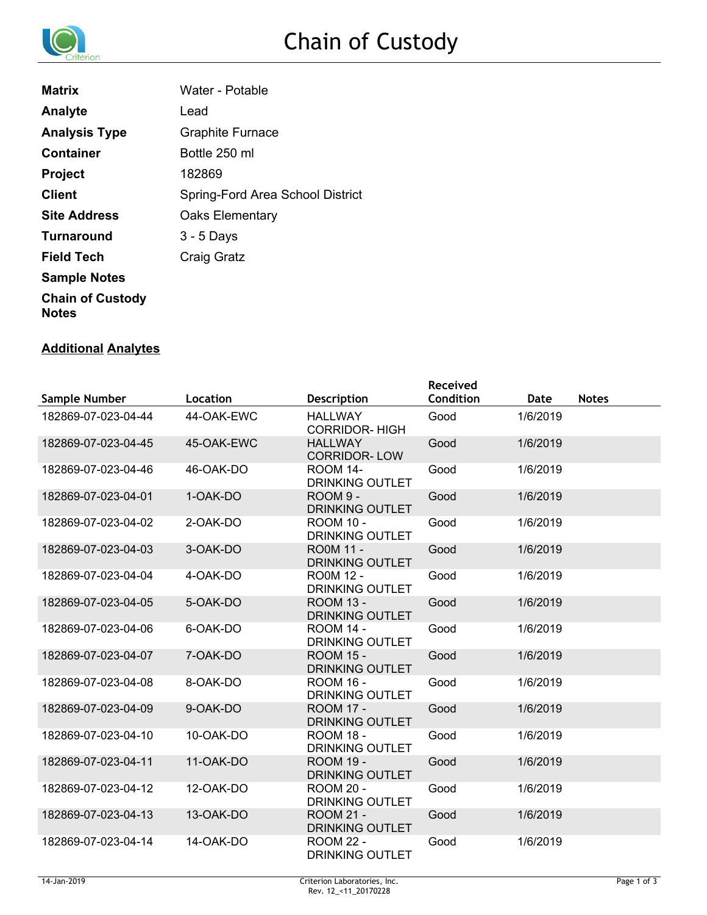# Chain of Custody

| | |
|---|---|
| **Matrix** | Water - Potable |
| **Analyte** | Lead |
| **Analysis Type** | Graphite Furnace |
| **Container** | Bottle 250 ml |
| **Project** | 182869 |
| **Client** | Spring-Ford Area School District |
| **Site Address** | Oaks Elementary |
| **Turnaround** | 3 - 5 Days |
| **Field Tech** | Craig Gratz |
| **Sample Notes** | |
| **Chain of Custody Notes** | |

**Additional Analytes**

| Sample Number | Location | Description | Received Condition | Date | Notes |
|---|---|---|---|---|---|
| 182869-07-023-04-44 | 44-OAK-EWC | HALLWAY CORRIDOR- HIGH | Good | 1/6/2019 | |
| 182869-07-023-04-45 | 45-OAK-EWC | HALLWAY CORRIDOR- LOW | Good | 1/6/2019 | |
| 182869-07-023-04-46 | 46-OAK-DO | ROOM 14- DRINKING OUTLET | Good | 1/6/2019 | |
| 182869-07-023-04-01 | 1-OAK-DO | ROOM 9 - DRINKING OUTLET | Good | 1/6/2019 | |
| 182869-07-023-04-02 | 2-OAK-DO | ROOM 10 - DRINKING OUTLET | Good | 1/6/2019 | |
| 182869-07-023-04-03 | 3-OAK-DO | RO0M 11 - DRINKING OUTLET | Good | 1/6/2019 | |
| 182869-07-023-04-04 | 4-OAK-DO | RO0M 12 - DRINKING OUTLET | Good | 1/6/2019 | |
| 182869-07-023-04-05 | 5-OAK-DO | ROOM 13 - DRINKING OUTLET | Good | 1/6/2019 | |
| 182869-07-023-04-06 | 6-OAK-DO | ROOM 14 - DRINKING OUTLET | Good | 1/6/2019 | |
| 182869-07-023-04-07 | 7-OAK-DO | ROOM 15 - DRINKING OUTLET | Good | 1/6/2019 | |
| 182869-07-023-04-08 | 8-OAK-DO | ROOM 16 - DRINKING OUTLET | Good | 1/6/2019 | |
| 182869-07-023-04-09 | 9-OAK-DO | ROOM 17 - DRINKING OUTLET | Good | 1/6/2019 | |
| 182869-07-023-04-10 | 10-OAK-DO | ROOM 18 - DRINKING OUTLET | Good | 1/6/2019 | |
| 182869-07-023-04-11 | 11-OAK-DO | ROOM 19 - DRINKING OUTLET | Good | 1/6/2019 | |
| 182869-07-023-04-12 | 12-OAK-DO | ROOM 20 - DRINKING OUTLET | Good | 1/6/2019 | |
| 182869-07-023-04-13 | 13-OAK-DO | ROOM 21 - DRINKING OUTLET | Good | 1/6/2019 | |
| 182869-07-023-04-14 | 14-OAK-DO | ROOM 22 - DRINKING OUTLET | Good | 1/6/2019 | |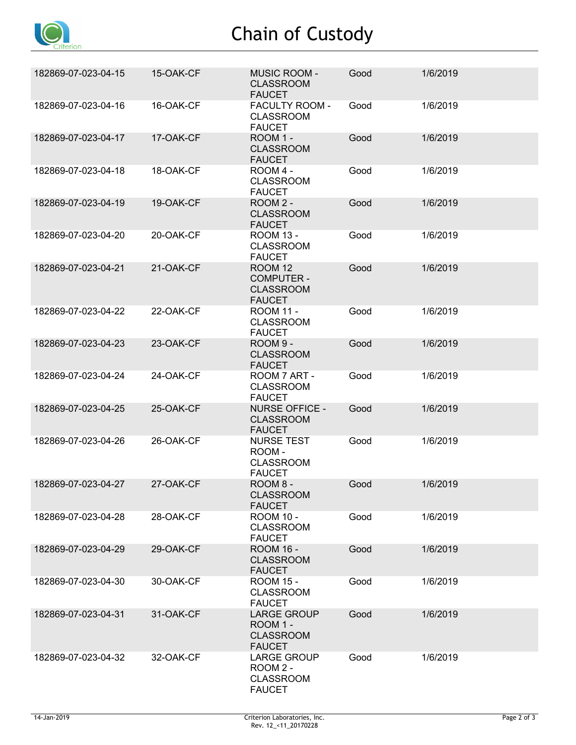# Chain of Custody

| | | | | |
|---|---|---|---|---|
| 182869-07-023-04-15 | 15-OAK-CF | MUSIC ROOM - CLASSROOM FAUCET | Good | 1/6/2019 |
| 182869-07-023-04-16 | 16-OAK-CF | FACULTY ROOM - CLASSROOM FAUCET | Good | 1/6/2019 |
| 182869-07-023-04-17 | 17-OAK-CF | ROOM 1 - CLASSROOM FAUCET | Good | 1/6/2019 |
| 182869-07-023-04-18 | 18-OAK-CF | ROOM 4 - CLASSROOM FAUCET | Good | 1/6/2019 |
| 182869-07-023-04-19 | 19-OAK-CF | ROOM 2 - CLASSROOM FAUCET | Good | 1/6/2019 |
| 182869-07-023-04-20 | 20-OAK-CF | ROOM 13 - CLASSROOM FAUCET | Good | 1/6/2019 |
| 182869-07-023-04-21 | 21-OAK-CF | ROOM 12 COMPUTER - CLASSROOM FAUCET | Good | 1/6/2019 |
| 182869-07-023-04-22 | 22-OAK-CF | ROOM 11 - CLASSROOM FAUCET | Good | 1/6/2019 |
| 182869-07-023-04-23 | 23-OAK-CF | ROOM 9 - CLASSROOM FAUCET | Good | 1/6/2019 |
| 182869-07-023-04-24 | 24-OAK-CF | ROOM 7 ART - CLASSROOM FAUCET | Good | 1/6/2019 |
| 182869-07-023-04-25 | 25-OAK-CF | NURSE OFFICE - CLASSROOM FAUCET | Good | 1/6/2019 |
| 182869-07-023-04-26 | 26-OAK-CF | NURSE TEST ROOM - CLASSROOM FAUCET | Good | 1/6/2019 |
| 182869-07-023-04-27 | 27-OAK-CF | ROOM 8 - CLASSROOM FAUCET | Good | 1/6/2019 |
| 182869-07-023-04-28 | 28-OAK-CF | ROOM 10 - CLASSROOM FAUCET | Good | 1/6/2019 |
| 182869-07-023-04-29 | 29-OAK-CF | ROOM 16 - CLASSROOM FAUCET | Good | 1/6/2019 |
| 182869-07-023-04-30 | 30-OAK-CF | ROOM 15 - CLASSROOM FAUCET | Good | 1/6/2019 |
| 182869-07-023-04-31 | 31-OAK-CF | LARGE GROUP ROOM 1 - CLASSROOM FAUCET | Good | 1/6/2019 |
| 182869-07-023-04-32 | 32-OAK-CF | LARGE GROUP ROOM 2 - CLASSROOM FAUCET | Good | 1/6/2019 |

14-Jan-2019 Criterion Laboratories, Inc. Rev. 12_<11_20170228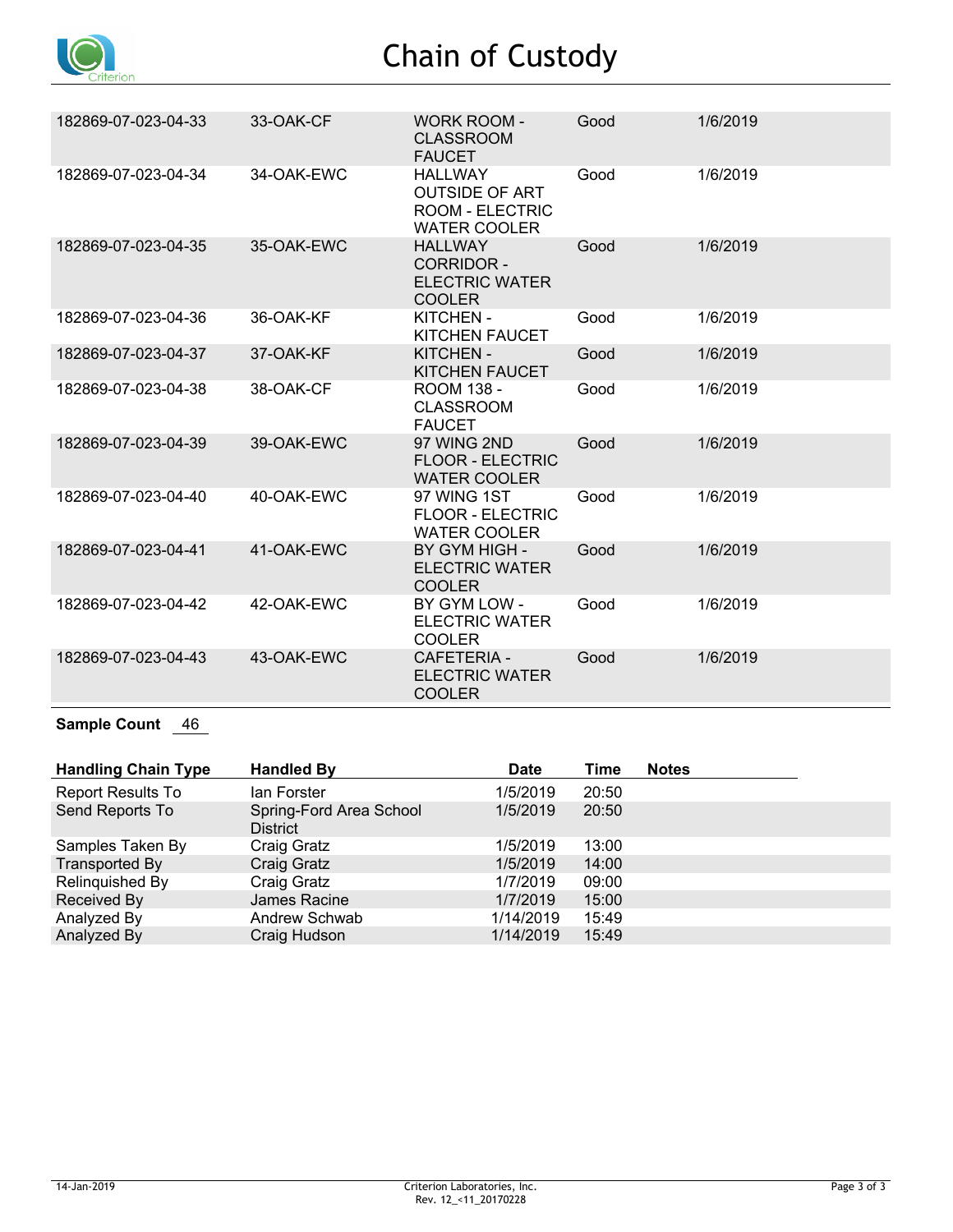# Chain of Custody

| | | | | |
|---|---|---|---|---|
| 182869-07-023-04-33 | 33-OAK-CF | WORK ROOM - CLASSROOM FAUCET | Good | 1/6/2019 |
| 182869-07-023-04-34 | 34-OAK-EWC | HALLWAY OUTSIDE OF ART ROOM - ELECTRIC WATER COOLER | Good | 1/6/2019 |
| 182869-07-023-04-35 | 35-OAK-EWC | HALLWAY CORRIDOR - ELECTRIC WATER COOLER | Good | 1/6/2019 |
| 182869-07-023-04-36 | 36-OAK-KF | KITCHEN - KITCHEN FAUCET | Good | 1/6/2019 |
| 182869-07-023-04-37 | 37-OAK-KF | KITCHEN - KITCHEN FAUCET | Good | 1/6/2019 |
| 182869-07-023-04-38 | 38-OAK-CF | ROOM 138 - CLASSROOM FAUCET | Good | 1/6/2019 |
| 182869-07-023-04-39 | 39-OAK-EWC | 97 WING 2ND FLOOR - ELECTRIC WATER COOLER | Good | 1/6/2019 |
| 182869-07-023-04-40 | 40-OAK-EWC | 97 WING 1ST FLOOR - ELECTRIC WATER COOLER | Good | 1/6/2019 |
| 182869-07-023-04-41 | 41-OAK-EWC | BY GYM HIGH - ELECTRIC WATER COOLER | Good | 1/6/2019 |
| 182869-07-023-04-42 | 42-OAK-EWC | BY GYM LOW - ELECTRIC WATER COOLER | Good | 1/6/2019 |
| 182869-07-023-04-43 | 43-OAK-EWC | CAFETERIA - ELECTRIC WATER COOLER | Good | 1/6/2019 |

**Sample Count** 46

| Handling Chain Type | Handled By | Date | Time | Notes |
|---|---|---|---|---|
| Report Results To | Ian Forster | 1/5/2019 | 20:50 | |
| Send Reports To | Spring-Ford Area School District | 1/5/2019 | 20:50 | |
| Samples Taken By | Craig Gratz | 1/5/2019 | 13:00 | |
| Transported By | Craig Gratz | 1/5/2019 | 14:00 | |
| Relinquished By | Craig Gratz | 1/7/2019 | 09:00 | |
| Received By | James Racine | 1/7/2019 | 15:00 | |
| Analyzed By | Andrew Schwab | 1/14/2019 | 15:49 | |
| Analyzed By | Craig Hudson | 1/14/2019 | 15:49 | |